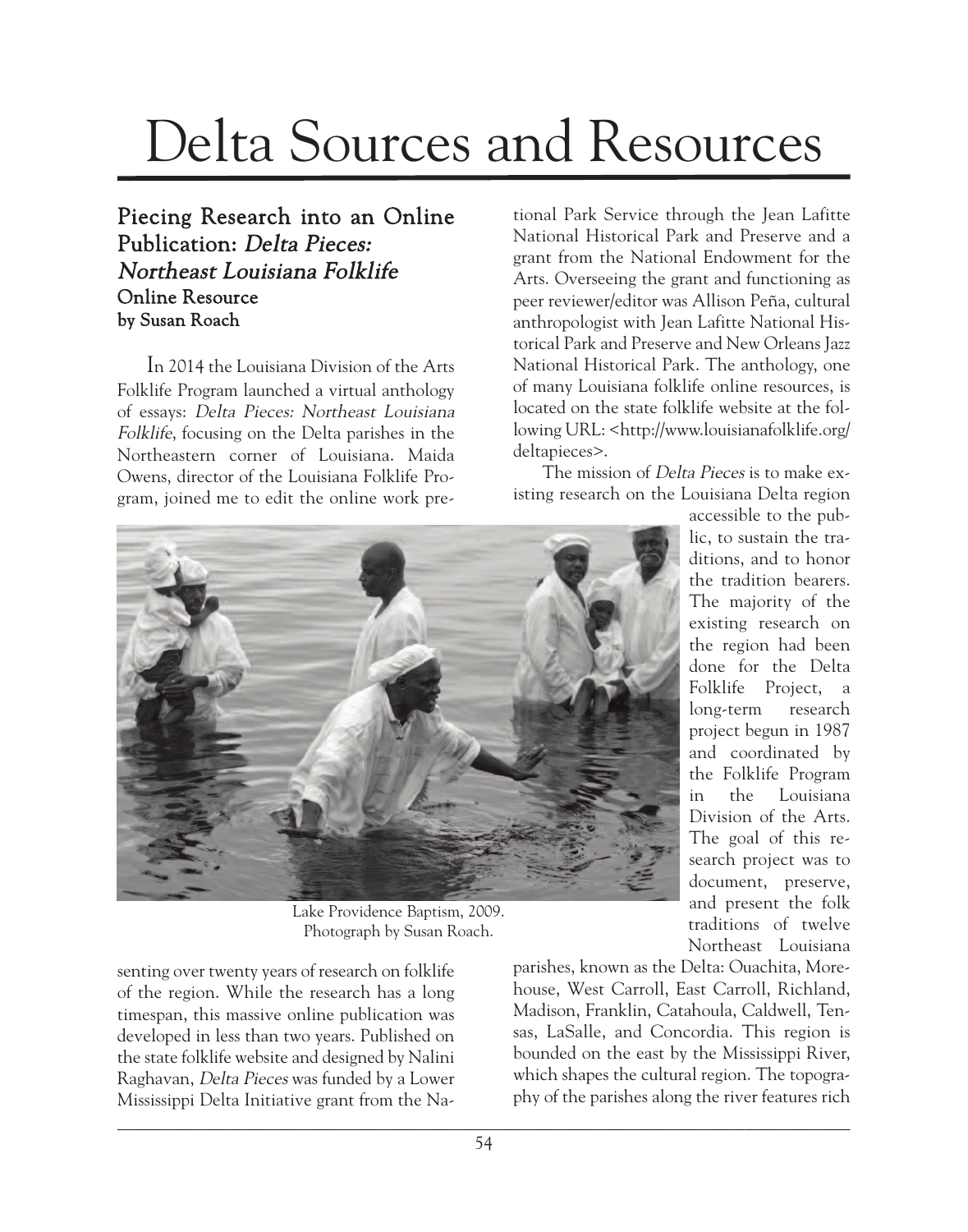# Delta Sources and Resources

## Piecing Research into an Online Publication: *Delta Pieces: Northeast Louisiana Folklife*

### Online Resource

**by Susan Roach**

In 2014 the Louisiana Division of the Arts Folklife Program launched a virtual anthology of essays: *Delta Pieces: Northeast Louisiana Folklife*, focusing on the Delta parishes in the Northeastern corner of Louisiana. Maida Owens, director of the Louisiana Folklife Program, joined me to edit the online work presenting over twenty years of research on folklife of the region. While the research has a long timespan, this massive online publication was developed in less than two years. Published on the state folklife website and designed by Nalini Raghavan, *Delta Pieces* was funded by a Lower Mississippi Delta Initiative grant from the National Park Service through the Jean Lafitte National Historical Park and Preserve and a grant from the National Endowment for the Arts. Overseeing the grant and functioning as peer reviewer/editor was Allison Peña, cultural anthropologist with Jean Lafitte National Historical Park and Preserve and New Orleans Jazz National Historical Park. The anthology, one of many Louisiana folklife online resources, is located on the state folklife website at the following URL: <http://www.louisianafolklife.org/deltapieces>.

Lake Providence Baptism, 2009. Photograph by Susan Roach.

The mission of *Delta Pieces* is to make existing research on the Louisiana Delta region accessible to the public, to sustain the traditions, and to honor the tradition bearers. The majority of the existing research on the region had been done for the Delta Folklife Project, a long-term research project begun in 1987 and coordinated by the Folklife Program in the Louisiana Division of the Arts. The goal of this research project was to document, preserve, and present the folk traditions of twelve Northeast Louisiana parishes, known as the Delta: Ouachita, Morehouse, West Carroll, East Carroll, Richland, Madison, Franklin, Catahoula, Caldwell, Tensas, LaSalle, and Concordia. This region is bounded on the east by the Mississippi River, which shapes the cultural region. The topography of the parishes along the river features rich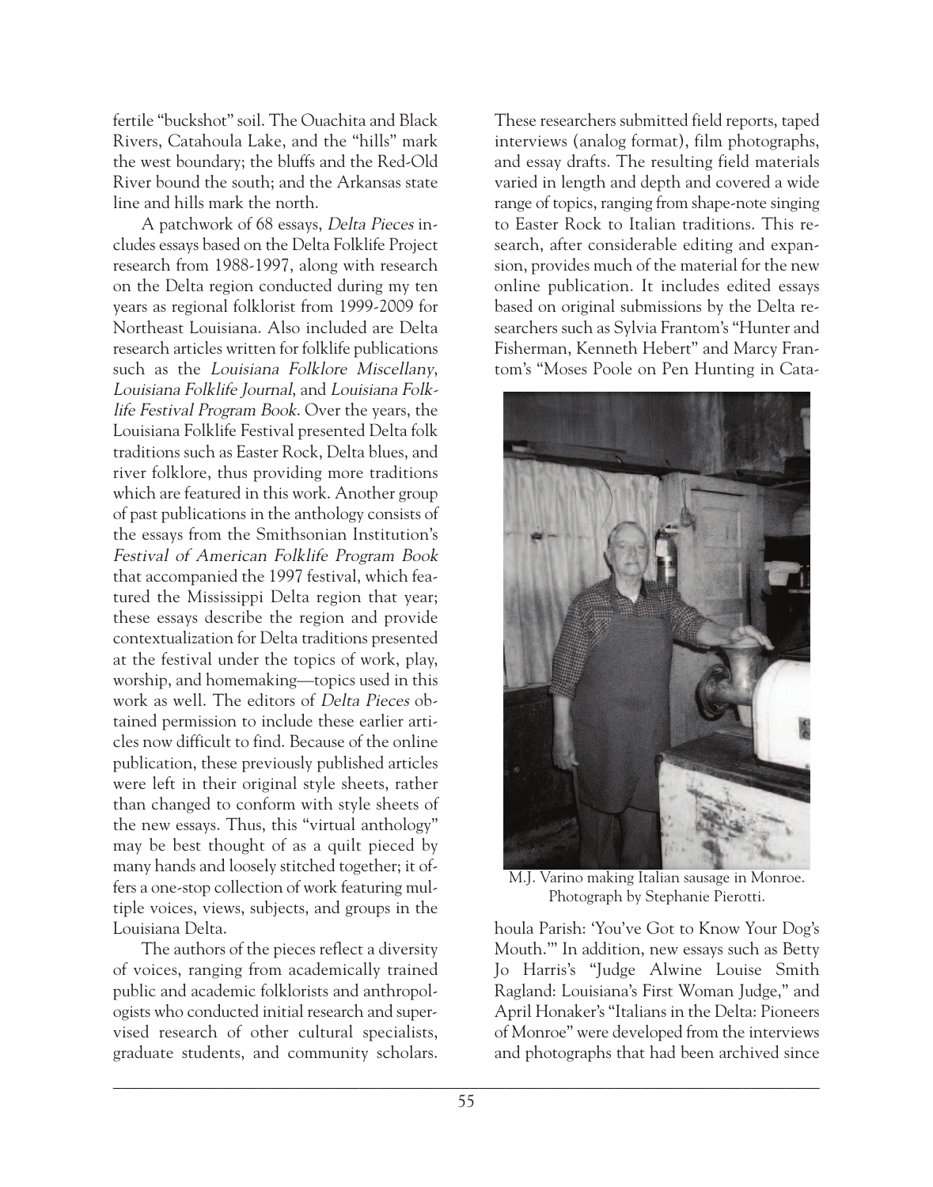fertile "buckshot" soil. The Ouachita and Black Rivers, Catahoula Lake, and the "hills" mark the west boundary; the bluffs and the Red-Old River bound the south; and the Arkansas state line and hills mark the north.

A patchwork of 68 essays, *Delta Pieces* includes essays based on the Delta Folklife Project research from 1988-1997, along with research on the Delta region conducted during my ten years as regional folklorist from 1999-2009 for Northeast Louisiana. Also included are Delta research articles written for folklife publications such as the *Louisiana Folklore Miscellany*, *Louisiana Folklife Journal*, and *Louisiana Folklife Festival Program Book*. Over the years, the Louisiana Folklife Festival presented Delta folk traditions such as Easter Rock, Delta blues, and river folklore, thus providing more traditions which are featured in this work. Another group of past publications in the anthology consists of the essays from the Smithsonian Institution's *Festival of American Folklife Program Book* that accompanied the 1997 festival, which featured the Mississippi Delta region that year; these essays describe the region and provide contextualization for Delta traditions presented at the festival under the topics of work, play, worship, and homemaking—topics used in this work as well. The editors of *Delta Pieces* obtained permission to include these earlier articles now difficult to find. Because of the online publication, these previously published articles were left in their original style sheets, rather than changed to conform with style sheets of the new essays. Thus, this "virtual anthology" may be best thought of as a quilt pieced by many hands and loosely stitched together; it offers a one-stop collection of work featuring multiple voices, views, subjects, and groups in the Louisiana Delta.

The authors of the pieces reflect a diversity of voices, ranging from academically trained public and academic folklorists and anthropologists who conducted initial research and supervised research of other cultural specialists, graduate students, and community scholars. These researchers submitted field reports, taped interviews (analog format), film photographs, and essay drafts. The resulting field materials varied in length and depth and covered a wide range of topics, ranging from shape-note singing to Easter Rock to Italian traditions. This research, after considerable editing and expansion, provides much of the material for the new online publication. It includes edited essays based on original submissions by the Delta researchers such as Sylvia Frantom's "Hunter and Fisherman, Kenneth Hebert" and Marcy Frantom's "Moses Poole on Pen Hunting in Catahoula Parish: 'You've Got to Know Your Dog's Mouth.'" In addition, new essays such as Betty Jo Harris's "Judge Alwine Louise Smith Ragland: Louisiana's First Woman Judge," and April Honaker's "Italians in the Delta: Pioneers of Monroe" were developed from the interviews and photographs that had been archived since

M.J. Varino making Italian sausage in Monroe. Photograph by Stephanie Pierotti.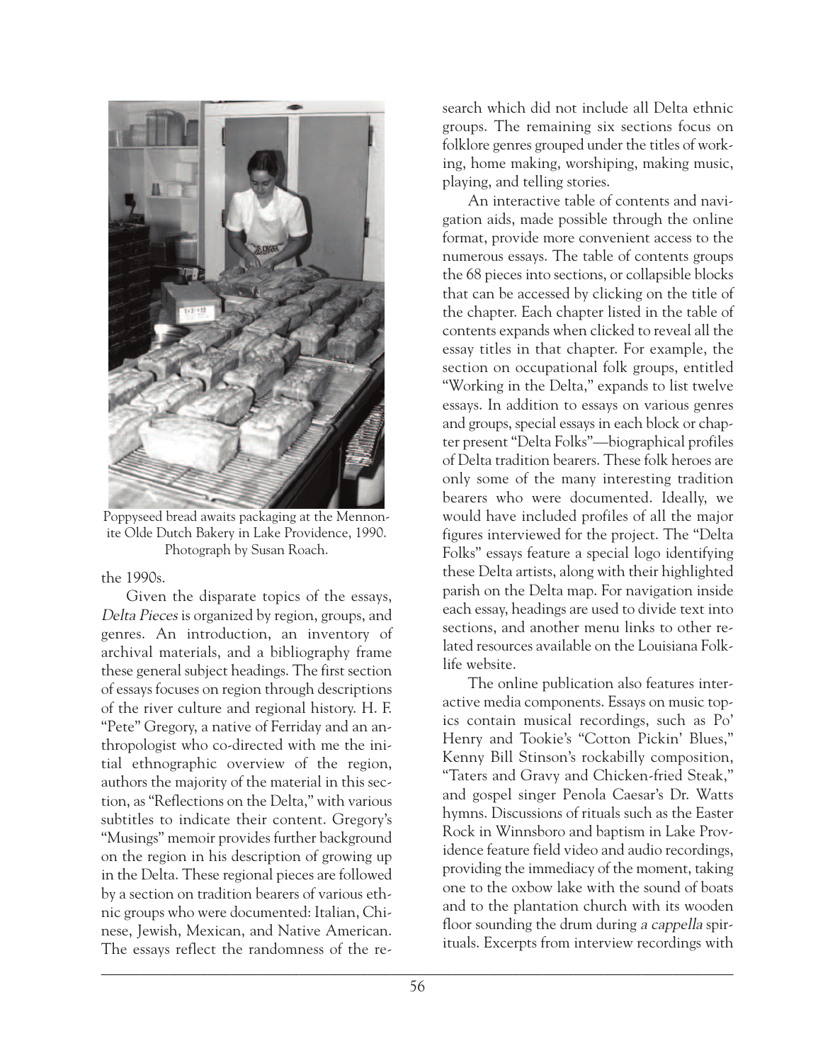Poppyseed bread awaits packaging at the Mennonite Olde Dutch Bakery in Lake Providence, 1990. Photograph by Susan Roach.

the 1990s.

Given the disparate topics of the essays, *Delta Pieces* is organized by region, groups, and genres. An introduction, an inventory of archival materials, and a bibliography frame these general subject headings. The first section of essays focuses on region through descriptions of the river culture and regional history. H. F. "Pete" Gregory, a native of Ferriday and an anthropologist who co-directed with me the initial ethnographic overview of the region, authors the majority of the material in this section, as "Reflections on the Delta," with various subtitles to indicate their content. Gregory's "Musings" memoir provides further background on the region in his description of growing up in the Delta. These regional pieces are followed by a section on tradition bearers of various ethnic groups who were documented: Italian, Chinese, Jewish, Mexican, and Native American. The essays reflect the randomness of the research which did not include all Delta ethnic groups. The remaining six sections focus on folklore genres grouped under the titles of working, home making, worshiping, making music, playing, and telling stories.

An interactive table of contents and navigation aids, made possible through the online format, provide more convenient access to the numerous essays. The table of contents groups the 68 pieces into sections, or collapsible blocks that can be accessed by clicking on the title of the chapter. Each chapter listed in the table of contents expands when clicked to reveal all the essay titles in that chapter. For example, the section on occupational folk groups, entitled "Working in the Delta," expands to list twelve essays. In addition to essays on various genres and groups, special essays in each block or chapter present "Delta Folks"—biographical profiles of Delta tradition bearers. These folk heroes are only some of the many interesting tradition bearers who were documented. Ideally, we would have included profiles of all the major figures interviewed for the project. The "Delta Folks" essays feature a special logo identifying these Delta artists, along with their highlighted parish on the Delta map. For navigation inside each essay, headings are used to divide text into sections, and another menu links to other related resources available on the Louisiana Folklife website.

The online publication also features interactive media components. Essays on music topics contain musical recordings, such as Po' Henry and Tookie's "Cotton Pickin' Blues," Kenny Bill Stinson's rockabilly composition, "Taters and Gravy and Chicken-fried Steak," and gospel singer Penola Caesar's Dr. Watts hymns. Discussions of rituals such as the Easter Rock in Winnsboro and baptism in Lake Providence feature field video and audio recordings, providing the immediacy of the moment, taking one to the oxbow lake with the sound of boats and to the plantation church with its wooden floor sounding the drum during *a cappella* spirituals. Excerpts from interview recordings with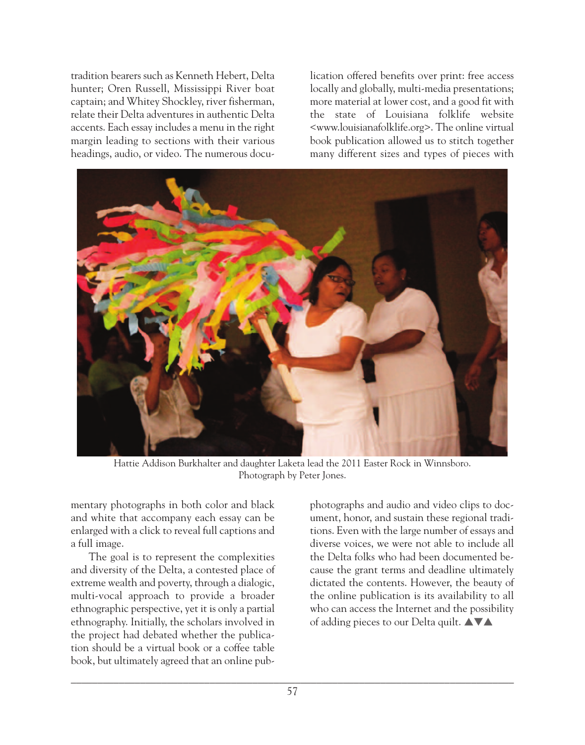tradition bearers such as Kenneth Hebert, Delta hunter; Oren Russell, Mississippi River boat captain; and Whitey Shockley, river fisherman, relate their Delta adventures in authentic Delta accents. Each essay includes a menu in the right margin leading to sections with their various headings, audio, or video. The numerous documentary photographs in both color and black and white that accompany each essay can be enlarged with a click to reveal full captions and a full image.

The goal is to represent the complexities and diversity of the Delta, a contested place of extreme wealth and poverty, through a dialogic, multi-vocal approach to provide a broader ethnographic perspective, yet it is only a partial ethnography. Initially, the scholars involved in the project had debated whether the publication should be a virtual book or a coffee table book, but ultimately agreed that an online publication offered benefits over print: free access locally and globally, multi-media presentations; more material at lower cost, and a good fit with the state of Louisiana folklife website <www.louisianafolklife.org>. The online virtual book publication allowed us to stitch together many different sizes and types of pieces with photographs and audio and video clips to document, honor, and sustain these regional traditions. Even with the large number of essays and diverse voices, we were not able to include all the Delta folks who had been documented because the grant terms and deadline ultimately dictated the contents. However, the beauty of the online publication is its availability to all who can access the Internet and the possibility of adding pieces to our Delta quilt. ▲▼▲

Hattie Addison Burkhalter and daughter Laketa lead the 2011 Easter Rock in Winnsboro. Photograph by Peter Jones.